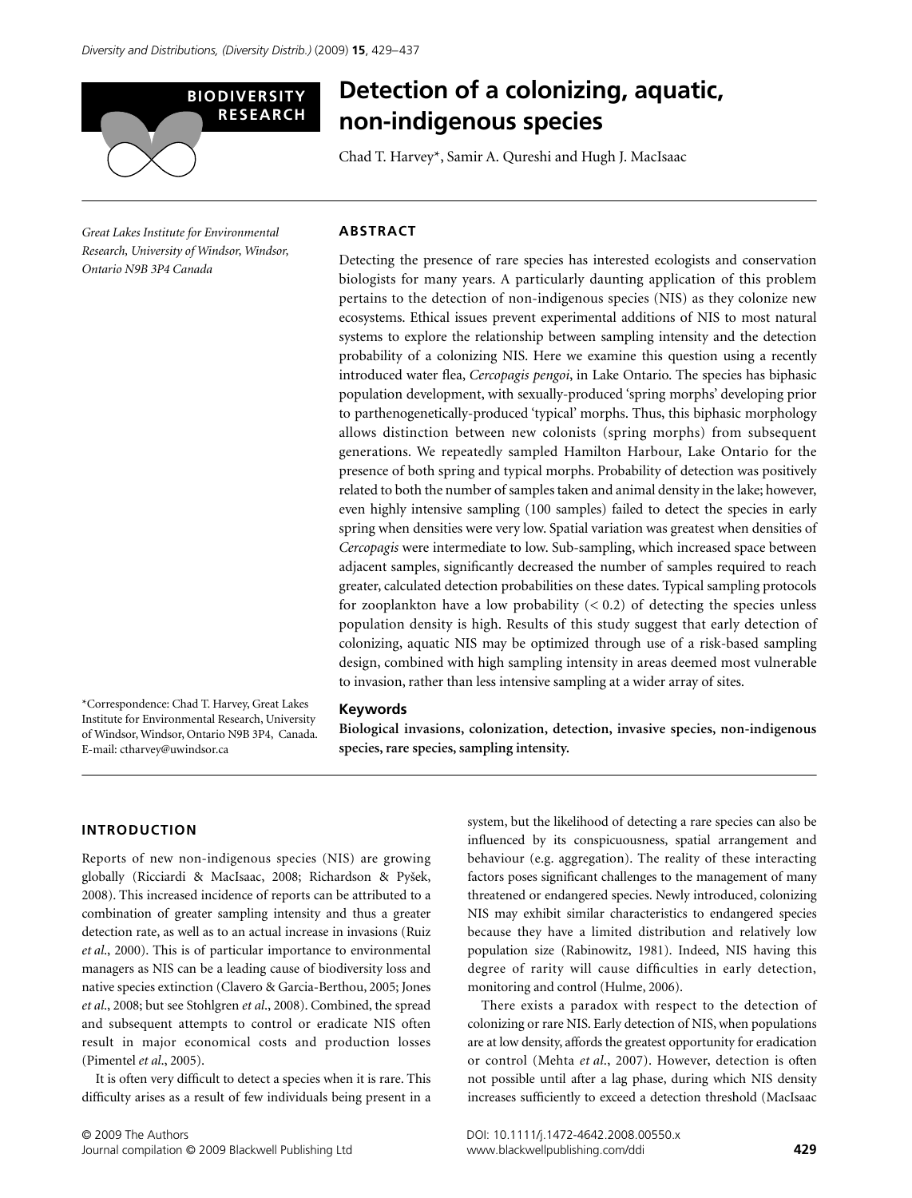# Detection of a colonizing, aquatic, non-indigenous species

Chad T. Harvey*, Samir A. Qureshi and Hugh J. MacIsaac

*Great Lakes Institute for Environmental Research, University of Windsor, Windsor, Ontario N9B 3P4 Canada*

*Correspondence: Chad T. Harvey, Great Lakes Institute for Environmental Research, University of Windsor, Windsor, Ontario N9B 3P4, Canada. E-mail: ctharvey@uwindsor.ca

## ABSTRACT

Detecting the presence of rare species has interested ecologists and conservation biologists for many years. A particularly daunting application of this problem pertains to the detection of non-indigenous species (NIS) as they colonize new ecosystems. Ethical issues prevent experimental additions of NIS to most natural systems to explore the relationship between sampling intensity and the detection probability of a colonizing NIS. Here we examine this question using a recently introduced water flea, *Cercopagis pengoi*, in Lake Ontario. The species has biphasic population development, with sexually-produced 'spring morphs' developing prior to parthenogenetically-produced 'typical' morphs. Thus, this biphasic morphology allows distinction between new colonists (spring morphs) from subsequent generations. We repeatedly sampled Hamilton Harbour, Lake Ontario for the presence of both spring and typical morphs. Probability of detection was positively related to both the number of samples taken and animal density in the lake; however, even highly intensive sampling (100 samples) failed to detect the species in early spring when densities were very low. Spatial variation was greatest when densities of *Cercopagis* were intermediate to low. Sub-sampling, which increased space between adjacent samples, significantly decreased the number of samples required to reach greater, calculated detection probabilities on these dates. Typical sampling protocols for zooplankton have a low probability (< 0.2) of detecting the species unless population density is high. Results of this study suggest that early detection of colonizing, aquatic NIS may be optimized through use of a risk-based sampling design, combined with high sampling intensity in areas deemed most vulnerable to invasion, rather than less intensive sampling at a wider array of sites.

### Keywords

**Biological invasions, colonization, detection, invasive species, non-indigenous species, rare species, sampling intensity.**

## INTRODUCTION

Reports of new non-indigenous species (NIS) are growing globally (Ricciardi & MacIsaac, 2008; Richardson & Pyšek, 2008). This increased incidence of reports can be attributed to a combination of greater sampling intensity and thus a greater detection rate, as well as to an actual increase in invasions (Ruiz *et al*., 2000). This is of particular importance to environmental managers as NIS can be a leading cause of biodiversity loss and native species extinction (Clavero & Garcia-Berthou, 2005; Jones *et al*., 2008; but see Stohlgren *et al*., 2008). Combined, the spread and subsequent attempts to control or eradicate NIS often result in major economical costs and production losses (Pimentel *et al*., 2005).

It is often very difficult to detect a species when it is rare. This difficulty arises as a result of few individuals being present in a system, but the likelihood of detecting a rare species can also be influenced by its conspicuousness, spatial arrangement and behaviour (e.g. aggregation). The reality of these interacting factors poses significant challenges to the management of many threatened or endangered species. Newly introduced, colonizing NIS may exhibit similar characteristics to endangered species because they have a limited distribution and relatively low population size (Rabinowitz, 1981). Indeed, NIS having this degree of rarity will cause difficulties in early detection, monitoring and control (Hulme, 2006).

There exists a paradox with respect to the detection of colonizing or rare NIS. Early detection of NIS, when populations are at low density, affords the greatest opportunity for eradication or control (Mehta *et al*., 2007). However, detection is often not possible until after a lag phase, during which NIS density increases sufficiently to exceed a detection threshold (MacIsaac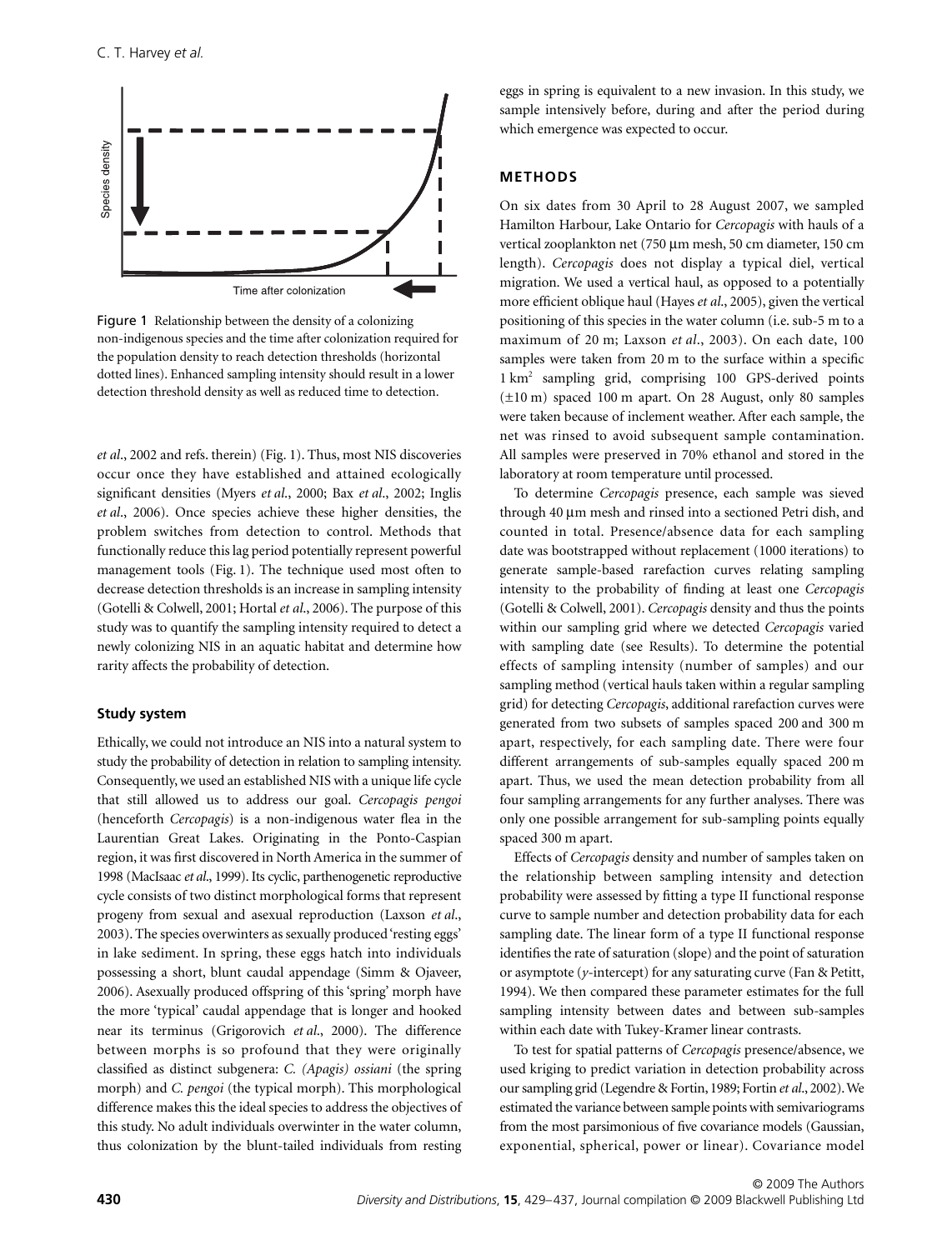Figure 1 Relationship between the density of a colonizing non-indigenous species and the time after colonization required for the population density to reach detection thresholds (horizontal dotted lines). Enhanced sampling intensity should result in a lower detection threshold density as well as reduced time to detection.

*et al*., 2002 and refs. therein) (Fig. 1). Thus, most NIS discoveries occur once they have established and attained ecologically significant densities (Myers *et al*., 2000; Bax *et al*., 2002; Inglis *et al*., 2006). Once species achieve these higher densities, the problem switches from detection to control. Methods that functionally reduce this lag period potentially represent powerful management tools (Fig. 1). The technique used most often to decrease detection thresholds is an increase in sampling intensity (Gotelli & Colwell, 2001; Hortal *et al*., 2006). The purpose of this study was to quantify the sampling intensity required to detect a newly colonizing NIS in an aquatic habitat and determine how rarity affects the probability of detection.

### Study system

Ethically, we could not introduce an NIS into a natural system to study the probability of detection in relation to sampling intensity. Consequently, we used an established NIS with a unique life cycle that still allowed us to address our goal. *Cercopagis pengoi* (henceforth *Cercopagis*) is a non-indigenous water flea in the Laurentian Great Lakes. Originating in the Ponto-Caspian region, it was first discovered in North America in the summer of 1998 (MacIsaac *et al*., 1999). Its cyclic, parthenogenetic reproductive cycle consists of two distinct morphological forms that represent progeny from sexual and asexual reproduction (Laxson *et al*., 2003). The species overwinters as sexually produced 'resting eggs' in lake sediment. In spring, these eggs hatch into individuals possessing a short, blunt caudal appendage (Simm & Ojaveer, 2006). Asexually produced offspring of this 'spring' morph have the more 'typical' caudal appendage that is longer and hooked near its terminus (Grigorovich *et al*., 2000). The difference between morphs is so profound that they were originally classified as distinct subgenera: *C. (Apagis) ossiani* (the spring morph) and *C. pengoi* (the typical morph). This morphological difference makes this the ideal species to address the objectives of this study. No adult individuals overwinter in the water column, thus colonization by the blunt-tailed individuals from resting eggs in spring is equivalent to a new invasion. In this study, we sample intensively before, during and after the period during which emergence was expected to occur.

## METHODS

On six dates from 30 April to 28 August 2007, we sampled Hamilton Harbour, Lake Ontario for *Cercopagis* with hauls of a vertical zooplankton net (750 µm mesh, 50 cm diameter, 150 cm length). *Cercopagis* does not display a typical diel, vertical migration. We used a vertical haul, as opposed to a potentially more efficient oblique haul (Hayes *et al*., 2005), given the vertical positioning of this species in the water column (i.e. sub-5 m to a maximum of 20 m; Laxson *et al*., 2003). On each date, 100 samples were taken from 20 m to the surface within a specific 1 km$^2$ sampling grid, comprising 100 GPS-derived points (±10 m) spaced 100 m apart. On 28 August, only 80 samples were taken because of inclement weather. After each sample, the net was rinsed to avoid subsequent sample contamination. All samples were preserved in 70% ethanol and stored in the laboratory at room temperature until processed.

To determine *Cercopagis* presence, each sample was sieved through 40 µm mesh and rinsed into a sectioned Petri dish, and counted in total. Presence/absence data for each sampling date was bootstrapped without replacement (1000 iterations) to generate sample-based rarefaction curves relating sampling intensity to the probability of finding at least one *Cercopagis* (Gotelli & Colwell, 2001). *Cercopagis* density and thus the points within our sampling grid where we detected *Cercopagis* varied with sampling date (see Results). To determine the potential effects of sampling intensity (number of samples) and our sampling method (vertical hauls taken within a regular sampling grid) for detecting *Cercopagis*, additional rarefaction curves were generated from two subsets of samples spaced 200 and 300 m apart, respectively, for each sampling date. There were four different arrangements of sub-samples equally spaced 200 m apart. Thus, we used the mean detection probability from all four sampling arrangements for any further analyses. There was only one possible arrangement for sub-sampling points equally spaced 300 m apart.

Effects of *Cercopagis* density and number of samples taken on the relationship between sampling intensity and detection probability were assessed by fitting a type II functional response curve to sample number and detection probability data for each sampling date. The linear form of a type II functional response identifies the rate of saturation (slope) and the point of saturation or asymptote ($y$-intercept) for any saturating curve (Fan & Petitt, 1994). We then compared these parameter estimates for the full sampling intensity between dates and between sub-samples within each date with Tukey-Kramer linear contrasts.

To test for spatial patterns of *Cercopagis* presence/absence, we used kriging to predict variation in detection probability across our sampling grid (Legendre & Fortin, 1989; Fortin *et al*., 2002). We estimated the variance between sample points with semivariograms from the most parsimonious of five covariance models (Gaussian, exponential, spherical, power or linear). Covariance model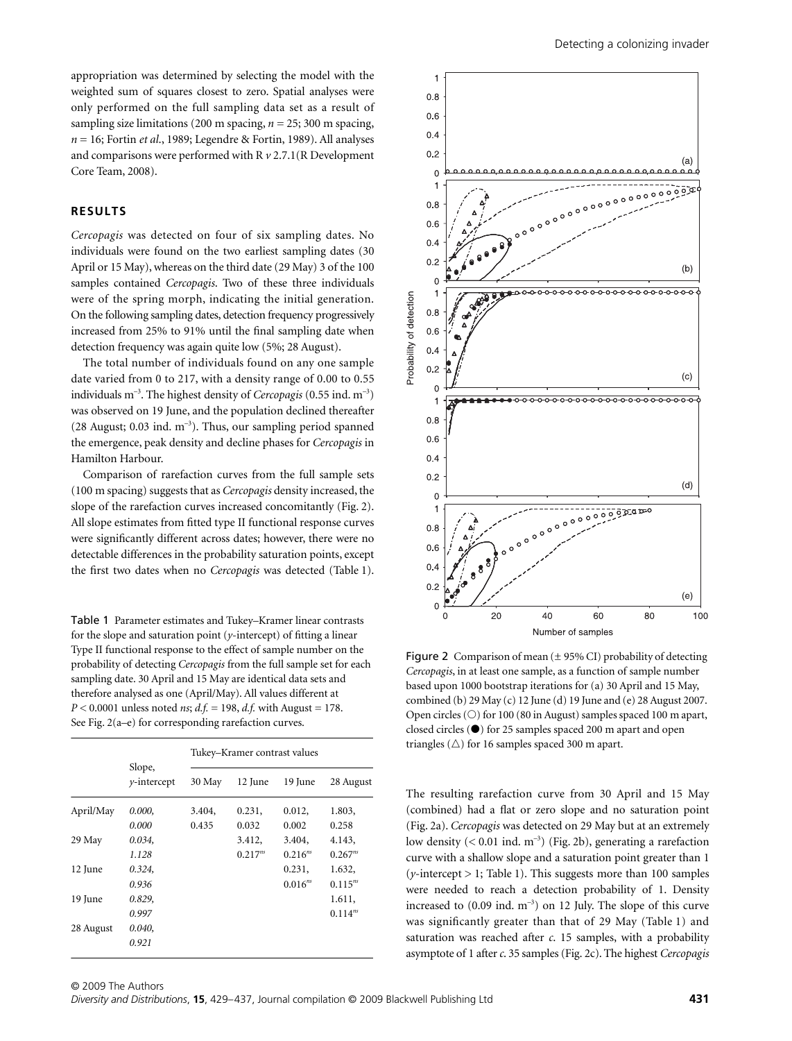appropriation was determined by selecting the model with the weighted sum of squares closest to zero. Spatial analyses were only performed on the full sampling data set as a result of sampling size limitations (200 m spacing, $n = 25$; 300 m spacing, $n = 16$; Fortin *et al.*, 1989; Legendre & Fortin, 1989). All analyses and comparisons were performed with R *v* 2.7.1(R Development Core Team, 2008).

## RESULTS

*Cercopagis* was detected on four of six sampling dates. No individuals were found on the two earliest sampling dates (30 April or 15 May), whereas on the third date (29 May) 3 of the 100 samples contained *Cercopagis*. Two of these three individuals were of the spring morph, indicating the initial generation. On the following sampling dates, detection frequency progressively increased from 25% to 91% until the final sampling date when detection frequency was again quite low (5%; 28 August).

The total number of individuals found on any one sample date varied from 0 to 217, with a density range of 0.00 to 0.55 individuals m$^{-3}$. The highest density of *Cercopagis* (0.55 ind. m$^{-3}$) was observed on 19 June, and the population declined thereafter (28 August; 0.03 ind. m$^{-3}$). Thus, our sampling period spanned the emergence, peak density and decline phases for *Cercopagis* in Hamilton Harbour.

Comparison of rarefaction curves from the full sample sets (100 m spacing) suggests that as *Cercopagis* density increased, the slope of the rarefaction curves increased concomitantly (Fig. 2). All slope estimates from fitted type II functional response curves were significantly different across dates; however, there were no detectable differences in the probability saturation points, except the first two dates when no *Cercopagis* was detected (Table 1).

Table 1 Parameter estimates and Tukey–Kramer linear contrasts for the slope and saturation point (*y*-intercept) of fitting a linear Type II functional response to the effect of sample number on the probability of detecting *Cercopagis* from the full sample set for each sampling date. 30 April and 15 May are identical data sets and therefore analysed as one (April/May). All values different at $P < 0.0001$ unless noted *ns*; *d.f.* = 198, *d.f.* with August = 178. See Fig. 2(a–e) for corresponding rarefaction curves.

| | Slope, *y*-intercept | Tukey–Kramer contrast values | | | |
|---|---|---|---|---|---|
| | | 30 May | 12 June | 19 June | 28 August |
| April/May | *0.000, 0.000* | 3.404, 0.435 | 0.231, 0.032 | 0.012, 0.002 | 1.803, 0.258 |
| 29 May | *0.034, 1.128* | | 3.412, 0.217$^{ns}$ | 3.404, 0.216$^{ns}$ | 4.143, 0.267$^{ns}$ |
| 12 June | *0.324, 0.936* | | | 0.231, 0.016$^{ns}$ | 1.632, 0.115$^{ns}$ |
| 19 June | *0.829, 0.997* | | | | 1.611, 0.114$^{ns}$ |
| 28 August | *0.040, 0.921* | | | | |

Figure 2 Comparison of mean (± 95% CI) probability of detecting *Cercopagis*, in at least one sample, as a function of sample number based upon 1000 bootstrap iterations for (a) 30 April and 15 May, combined (b) 29 May (c) 12 June (d) 19 June and (e) 28 August 2007. Open circles (○) for 100 (80 in August) samples spaced 100 m apart, closed circles (●) for 25 samples spaced 200 m apart and open triangles (△) for 16 samples spaced 300 m apart.

The resulting rarefaction curve from 30 April and 15 May (combined) had a flat or zero slope and no saturation point (Fig. 2a). *Cercopagis* was detected on 29 May but at an extremely low density (< 0.01 ind. m$^{-3}$) (Fig. 2b), generating a rarefaction curve with a shallow slope and a saturation point greater than 1 (*y*-intercept > 1; Table 1). This suggests more than 100 samples were needed to reach a detection probability of 1. Density increased to (0.09 ind. m$^{-3}$) on 12 July. The slope of this curve was significantly greater than that of 29 May (Table 1) and saturation was reached after *c.* 15 samples, with a probability asymptote of 1 after *c.* 35 samples (Fig. 2c). The highest *Cercopagis*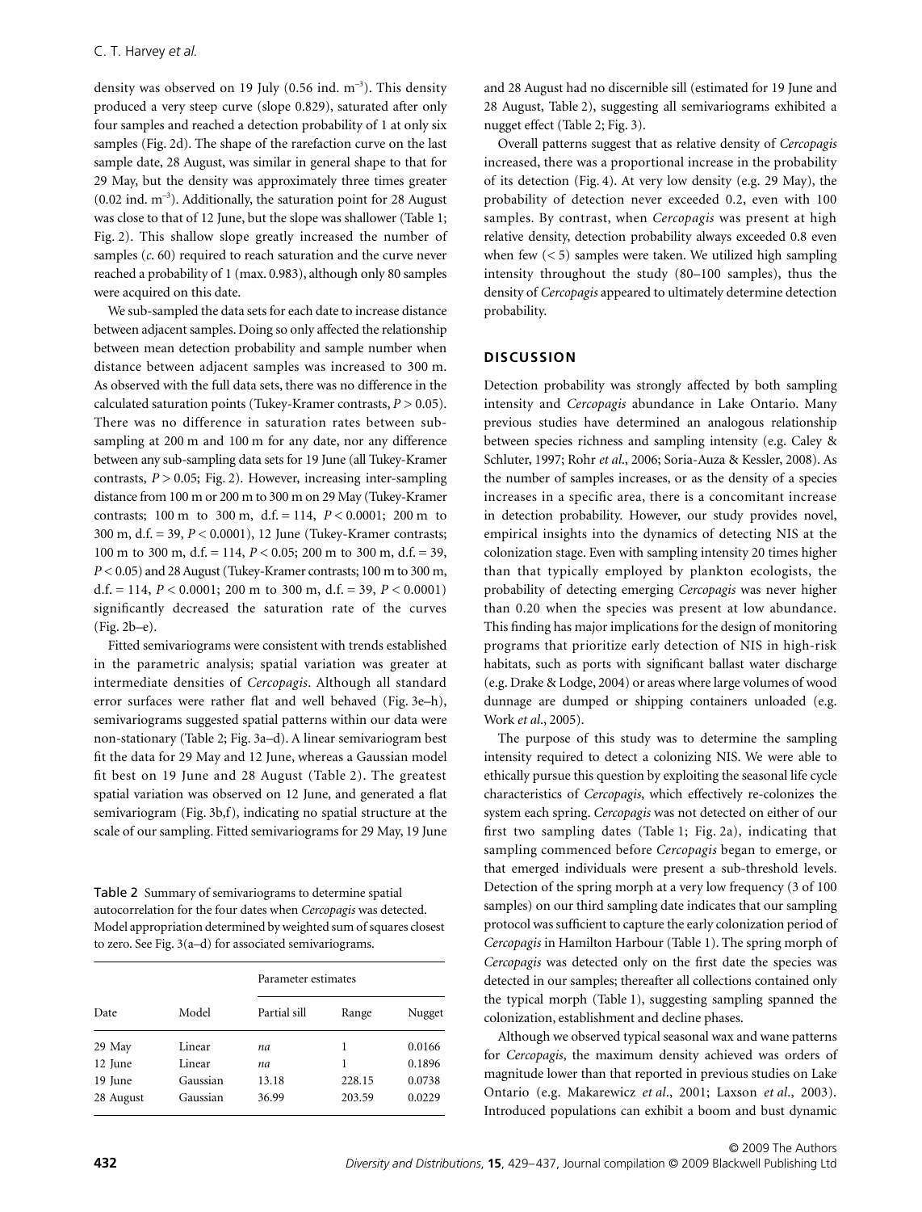density was observed on 19 July (0.56 ind. $m^{-3}$). This density produced a very steep curve (slope 0.829), saturated after only four samples and reached a detection probability of 1 at only six samples (Fig. 2d). The shape of the rarefaction curve on the last sample date, 28 August, was similar in general shape to that for 29 May, but the density was approximately three times greater (0.02 ind. $m^{-3}$). Additionally, the saturation point for 28 August was close to that of 12 June, but the slope was shallower (Table 1; Fig. 2). This shallow slope greatly increased the number of samples (*c.* 60) required to reach saturation and the curve never reached a probability of 1 (max. 0.983), although only 80 samples were acquired on this date.

We sub-sampled the data sets for each date to increase distance between adjacent samples. Doing so only affected the relationship between mean detection probability and sample number when distance between adjacent samples was increased to 300 m. As observed with the full data sets, there was no difference in the calculated saturation points (Tukey-Kramer contrasts, $P > 0.05$). There was no difference in saturation rates between sub-sampling at 200 m and 100 m for any date, nor any difference between any sub-sampling data sets for 19 June (all Tukey-Kramer contrasts, $P > 0.05$; Fig. 2). However, increasing inter-sampling distance from 100 m or 200 m to 300 m on 29 May (Tukey-Kramer contrasts; 100 m to 300 m, d.f. = 114, $P < 0.0001$; 200 m to 300 m, d.f. = 39, $P < 0.0001$), 12 June (Tukey-Kramer contrasts; 100 m to 300 m, d.f. = 114, $P < 0.05$; 200 m to 300 m, d.f. = 39, $P < 0.05$) and 28 August (Tukey-Kramer contrasts; 100 m to 300 m, d.f. = 114, $P < 0.0001$; 200 m to 300 m, d.f. = 39, $P < 0.0001$) significantly decreased the saturation rate of the curves (Fig. 2b–e).

Fitted semivariograms were consistent with trends established in the parametric analysis; spatial variation was greater at intermediate densities of *Cercopagis*. Although all standard error surfaces were rather flat and well behaved (Fig. 3e–h), semivariograms suggested spatial patterns within our data were non-stationary (Table 2; Fig. 3a–d). A linear semivariogram best fit the data for 29 May and 12 June, whereas a Gaussian model fit best on 19 June and 28 August (Table 2). The greatest spatial variation was observed on 12 June, and generated a flat semivariogram (Fig. 3b,f), indicating no spatial structure at the scale of our sampling. Fitted semivariograms for 29 May, 19 June and 28 August had no discernible sill (estimated for 19 June and 28 August, Table 2), suggesting all semivariograms exhibited a nugget effect (Table 2; Fig. 3).

Table 2 Summary of semivariograms to determine spatial autocorrelation for the four dates when *Cercopagis* was detected. Model appropriation determined by weighted sum of squares closest to zero. See Fig. 3(a–d) for associated semivariograms.

| Date | Model | Parameter estimates | | |
|---|---|---|---|---|
| | | Partial sill | Range | Nugget |
| 29 May | Linear | *na* | 1 | 0.0166 |
| 12 June | Linear | *na* | 1 | 0.1896 |
| 19 June | Gaussian | 13.18 | 228.15 | 0.0738 |
| 28 August | Gaussian | 36.99 | 203.59 | 0.0229 |

Overall patterns suggest that as relative density of *Cercopagis* increased, there was a proportional increase in the probability of its detection (Fig. 4). At very low density (e.g. 29 May), the probability of detection never exceeded 0.2, even with 100 samples. By contrast, when *Cercopagis* was present at high relative density, detection probability always exceeded 0.8 even when few (< 5) samples were taken. We utilized high sampling intensity throughout the study (80–100 samples), thus the density of *Cercopagis* appeared to ultimately determine detection probability.

## DISCUSSION

Detection probability was strongly affected by both sampling intensity and *Cercopagis* abundance in Lake Ontario. Many previous studies have determined an analogous relationship between species richness and sampling intensity (e.g. Caley & Schluter, 1997; Rohr *et al.*, 2006; Soria-Auza & Kessler, 2008). As the number of samples increases, or as the density of a species increases in a specific area, there is a concomitant increase in detection probability. However, our study provides novel, empirical insights into the dynamics of detecting NIS at the colonization stage. Even with sampling intensity 20 times higher than that typically employed by plankton ecologists, the probability of detecting emerging *Cercopagis* was never higher than 0.20 when the species was present at low abundance. This finding has major implications for the design of monitoring programs that prioritize early detection of NIS in high-risk habitats, such as ports with significant ballast water discharge (e.g. Drake & Lodge, 2004) or areas where large volumes of wood dunnage are dumped or shipping containers unloaded (e.g. Work *et al.*, 2005).

The purpose of this study was to determine the sampling intensity required to detect a colonizing NIS. We were able to ethically pursue this question by exploiting the seasonal life cycle characteristics of *Cercopagis*, which effectively re-colonizes the system each spring. *Cercopagis* was not detected on either of our first two sampling dates (Table 1; Fig. 2a), indicating that sampling commenced before *Cercopagis* began to emerge, or that emerged individuals were present a sub-threshold levels. Detection of the spring morph at a very low frequency (3 of 100 samples) on our third sampling date indicates that our sampling protocol was sufficient to capture the early colonization period of *Cercopagis* in Hamilton Harbour (Table 1). The spring morph of *Cercopagis* was detected only on the first date the species was detected in our samples; thereafter all collections contained only the typical morph (Table 1), suggesting sampling spanned the colonization, establishment and decline phases.

Although we observed typical seasonal wax and wane patterns for *Cercopagis*, the maximum density achieved was orders of magnitude lower than that reported in previous studies on Lake Ontario (e.g. Makarewicz *et al.*, 2001; Laxson *et al.*, 2003). Introduced populations can exhibit a boom and bust dynamic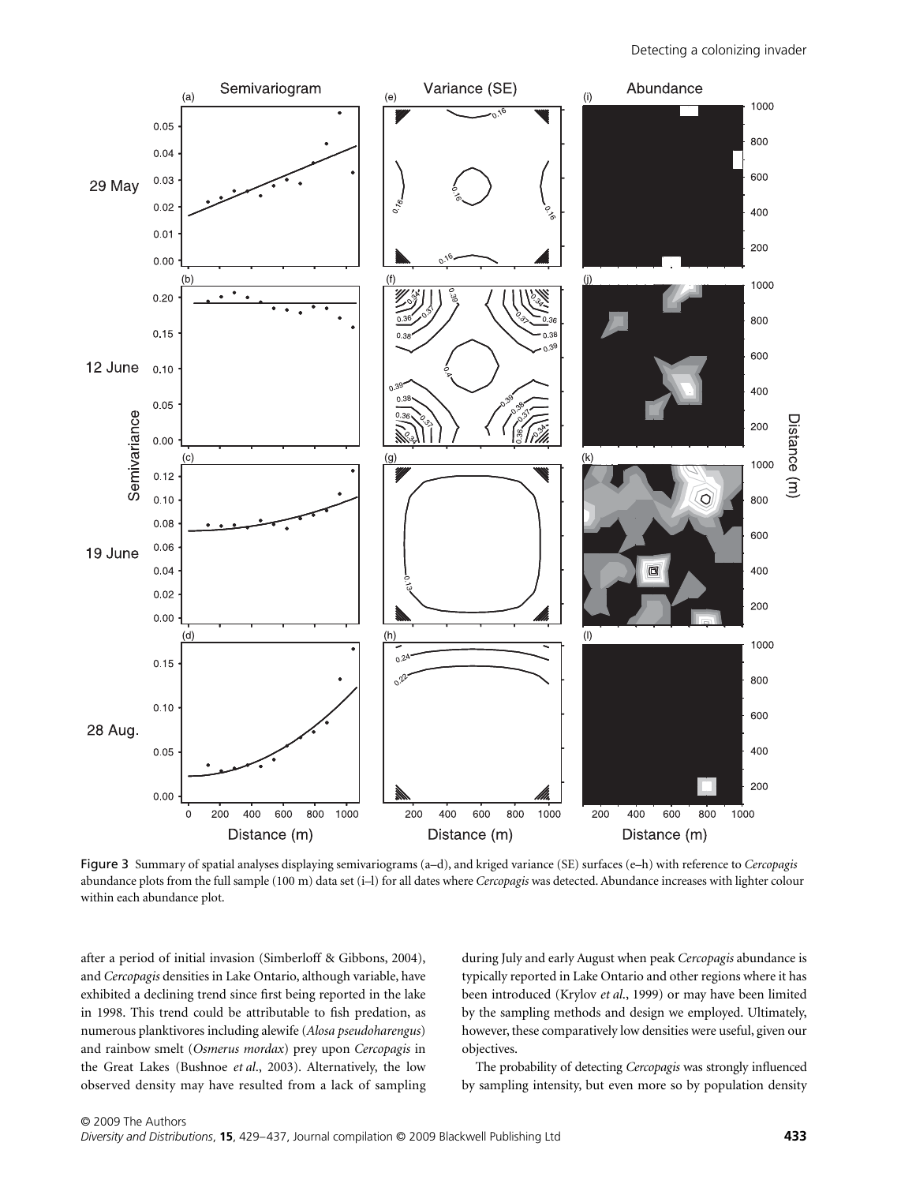Figure 3 Summary of spatial analyses displaying semivariograms (a–d), and kriged variance (SE) surfaces (e–h) with reference to *Cercopagis* abundance plots from the full sample (100 m) data set (i–l) for all dates where *Cercopagis* was detected. Abundance increases with lighter colour within each abundance plot.

after a period of initial invasion (Simberloff & Gibbons, 2004), and *Cercopagis* densities in Lake Ontario, although variable, have exhibited a declining trend since first being reported in the lake in 1998. This trend could be attributable to fish predation, as numerous planktivores including alewife (*Alosa pseudoharengus*) and rainbow smelt (*Osmerus mordax*) prey upon *Cercopagis* in the Great Lakes (Bushnoe *et al*., 2003). Alternatively, the low observed density may have resulted from a lack of sampling during July and early August when peak *Cercopagis* abundance is typically reported in Lake Ontario and other regions where it has been introduced (Krylov *et al*., 1999) or may have been limited by the sampling methods and design we employed. Ultimately, however, these comparatively low densities were useful, given our objectives.

The probability of detecting *Cercopagis* was strongly influenced by sampling intensity, but even more so by population density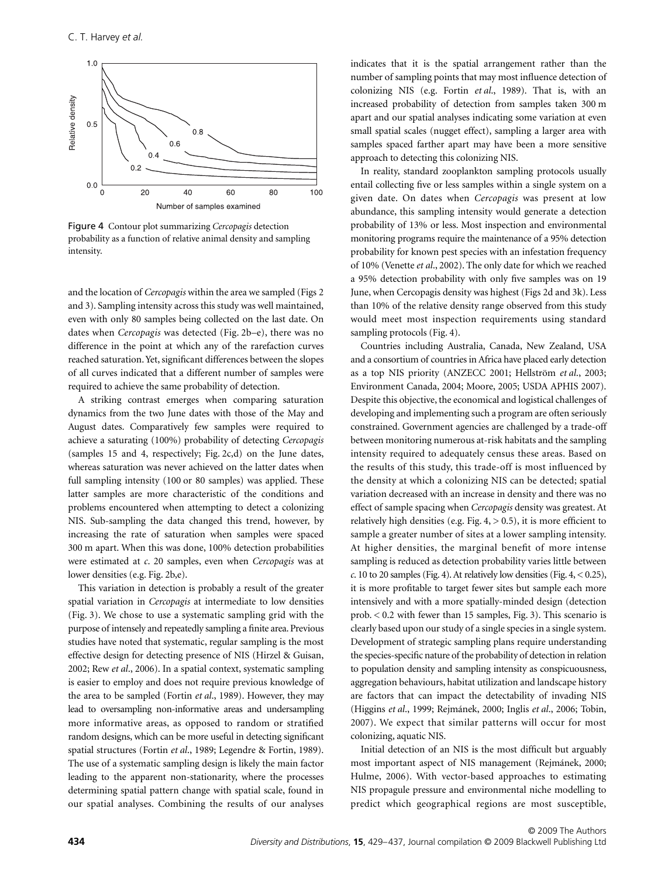Figure 4 Contour plot summarizing *Cercopagis* detection probability as a function of relative animal density and sampling intensity.

and the location of *Cercopagis* within the area we sampled (Figs 2 and 3). Sampling intensity across this study was well maintained, even with only 80 samples being collected on the last date. On dates when *Cercopagis* was detected (Fig. 2b–e), there was no difference in the point at which any of the rarefaction curves reached saturation. Yet, significant differences between the slopes of all curves indicated that a different number of samples were required to achieve the same probability of detection.

A striking contrast emerges when comparing saturation dynamics from the two June dates with those of the May and August dates. Comparatively few samples were required to achieve a saturating (100%) probability of detecting *Cercopagis* (samples 15 and 4, respectively; Fig. 2c,d) on the June dates, whereas saturation was never achieved on the latter dates when full sampling intensity (100 or 80 samples) was applied. These latter samples are more characteristic of the conditions and problems encountered when attempting to detect a colonizing NIS. Sub-sampling the data changed this trend, however, by increasing the rate of saturation when samples were spaced 300 m apart. When this was done, 100% detection probabilities were estimated at *c.* 20 samples, even when *Cercopagis* was at lower densities (e.g. Fig. 2b,e).

This variation in detection is probably a result of the greater spatial variation in *Cercopagis* at intermediate to low densities (Fig. 3). We chose to use a systematic sampling grid with the purpose of intensely and repeatedly sampling a finite area. Previous studies have noted that systematic, regular sampling is the most effective design for detecting presence of NIS (Hirzel & Guisan, 2002; Rew *et al*., 2006). In a spatial context, systematic sampling is easier to employ and does not require previous knowledge of the area to be sampled (Fortin *et al*., 1989). However, they may lead to oversampling non-informative areas and undersampling more informative areas, as opposed to random or stratified random designs, which can be more useful in detecting significant spatial structures (Fortin *et al*., 1989; Legendre & Fortin, 1989). The use of a systematic sampling design is likely the main factor leading to the apparent non-stationarity, where the processes determining spatial pattern change with spatial scale, found in our spatial analyses. Combining the results of our analyses indicates that it is the spatial arrangement rather than the number of sampling points that may most influence detection of colonizing NIS (e.g. Fortin *et al*., 1989). That is, with an increased probability of detection from samples taken 300 m apart and our spatial analyses indicating some variation at even small spatial scales (nugget effect), sampling a larger area with samples spaced farther apart may have been a more sensitive approach to detecting this colonizing NIS.

In reality, standard zooplankton sampling protocols usually entail collecting five or less samples within a single system on a given date. On dates when *Cercopagis* was present at low abundance, this sampling intensity would generate a detection probability of 13% or less. Most inspection and environmental monitoring programs require the maintenance of a 95% detection probability for known pest species with an infestation frequency of 10% (Venette *et al*., 2002). The only date for which we reached a 95% detection probability with only five samples was on 19 June, when Cercopagis density was highest (Figs 2d and 3k). Less than 10% of the relative density range observed from this study would meet most inspection requirements using standard sampling protocols (Fig. 4).

Countries including Australia, Canada, New Zealand, USA and a consortium of countries in Africa have placed early detection as a top NIS priority (ANZECC 2001; Hellström *et al*., 2003; Environment Canada, 2004; Moore, 2005; USDA APHIS 2007). Despite this objective, the economical and logistical challenges of developing and implementing such a program are often seriously constrained. Government agencies are challenged by a trade-off between monitoring numerous at-risk habitats and the sampling intensity required to adequately census these areas. Based on the results of this study, this trade-off is most influenced by the density at which a colonizing NIS can be detected; spatial variation decreased with an increase in density and there was no effect of sample spacing when *Cercopagis* density was greatest. At relatively high densities (e.g. Fig. 4, > 0.5), it is more efficient to sample a greater number of sites at a lower sampling intensity. At higher densities, the marginal benefit of more intense sampling is reduced as detection probability varies little between *c.* 10 to 20 samples (Fig. 4). At relatively low densities (Fig. 4, < 0.25), it is more profitable to target fewer sites but sample each more intensively and with a more spatially-minded design (detection prob. < 0.2 with fewer than 15 samples, Fig. 3). This scenario is clearly based upon our study of a single species in a single system. Development of strategic sampling plans require understanding the species-specific nature of the probability of detection in relation to population density and sampling intensity as conspicuousness, aggregation behaviours, habitat utilization and landscape history are factors that can impact the detectability of invading NIS (Higgins *et al*., 1999; Rejmánek, 2000; Inglis *et al*., 2006; Tobin, 2007). We expect that similar patterns will occur for most colonizing, aquatic NIS.

Initial detection of an NIS is the most difficult but arguably most important aspect of NIS management (Rejmánek, 2000; Hulme, 2006). With vector-based approaches to estimating NIS propagule pressure and environmental niche modelling to predict which geographical regions are most susceptible,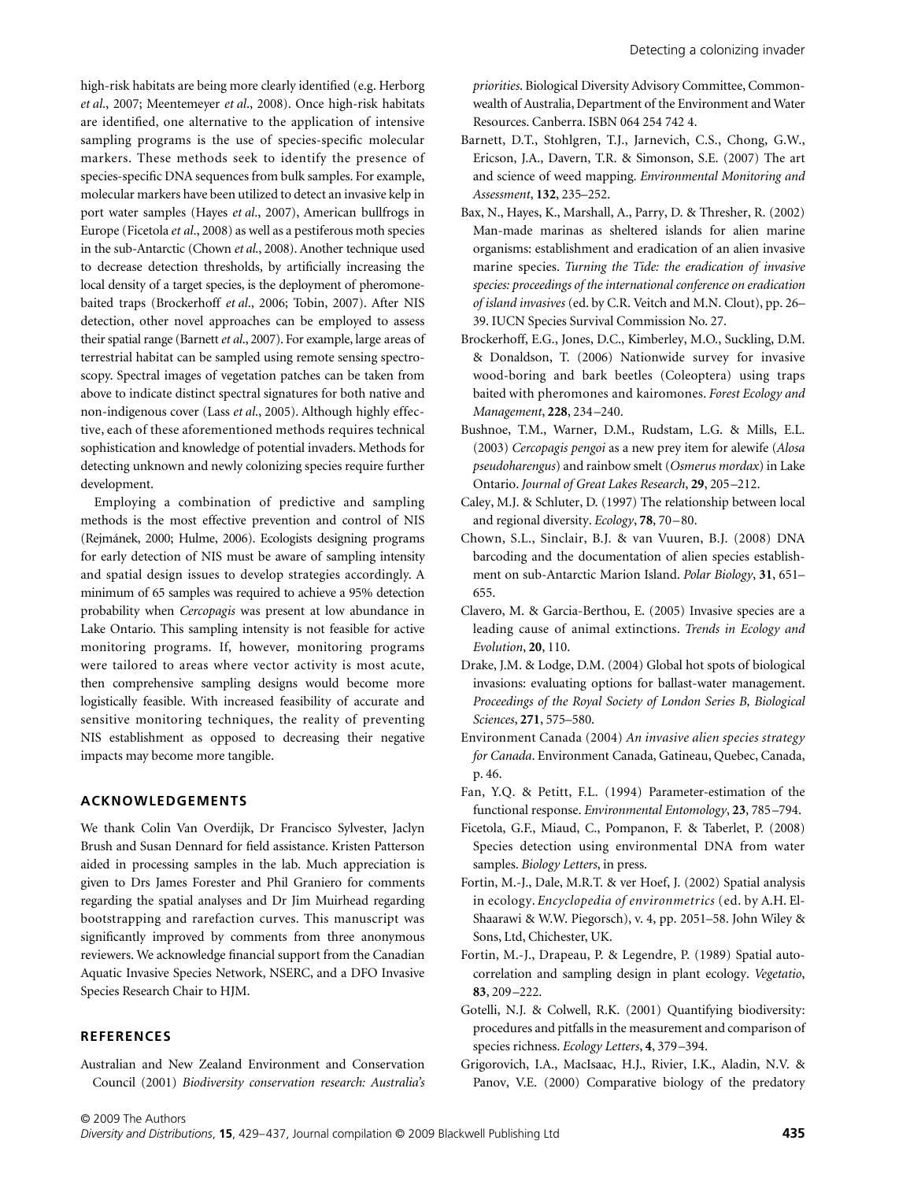high-risk habitats are being more clearly identified (e.g. Herborg *et al*., 2007; Meentemeyer *et al*., 2008). Once high-risk habitats are identified, one alternative to the application of intensive sampling programs is the use of species-specific molecular markers. These methods seek to identify the presence of species-specific DNA sequences from bulk samples. For example, molecular markers have been utilized to detect an invasive kelp in port water samples (Hayes *et al*., 2007), American bullfrogs in Europe (Ficetola *et al*., 2008) as well as a pestiferous moth species in the sub-Antarctic (Chown *et al*., 2008). Another technique used to decrease detection thresholds, by artificially increasing the local density of a target species, is the deployment of pheromone-baited traps (Brockerhoff *et al*., 2006; Tobin, 2007). After NIS detection, other novel approaches can be employed to assess their spatial range (Barnett *et al*., 2007). For example, large areas of terrestrial habitat can be sampled using remote sensing spectroscopy. Spectral images of vegetation patches can be taken from above to indicate distinct spectral signatures for both native and non-indigenous cover (Lass *et al*., 2005). Although highly effective, each of these aforementioned methods requires technical sophistication and knowledge of potential invaders. Methods for detecting unknown and newly colonizing species require further development.

Employing a combination of predictive and sampling methods is the most effective prevention and control of NIS (Rejmánek, 2000; Hulme, 2006). Ecologists designing programs for early detection of NIS must be aware of sampling intensity and spatial design issues to develop strategies accordingly. A minimum of 65 samples was required to achieve a 95% detection probability when *Cercopagis* was present at low abundance in Lake Ontario. This sampling intensity is not feasible for active monitoring programs. If, however, monitoring programs were tailored to areas where vector activity is most acute, then comprehensive sampling designs would become more logistically feasible. With increased feasibility of accurate and sensitive monitoring techniques, the reality of preventing NIS establishment as opposed to decreasing their negative impacts may become more tangible.

## ACKNOWLEDGEMENTS

We thank Colin Van Overdijk, Dr Francisco Sylvester, Jaclyn Brush and Susan Dennard for field assistance. Kristen Patterson aided in processing samples in the lab. Much appreciation is given to Drs James Forester and Phil Graniero for comments regarding the spatial analyses and Dr Jim Muirhead regarding bootstrapping and rarefaction curves. This manuscript was significantly improved by comments from three anonymous reviewers. We acknowledge financial support from the Canadian Aquatic Invasive Species Network, NSERC, and a DFO Invasive Species Research Chair to HJM.

## REFERENCES

Australian and New Zealand Environment and Conservation Council (2001) *Biodiversity conservation research: Australia's priorities*. Biological Diversity Advisory Committee, Commonwealth of Australia, Department of the Environment and Water Resources. Canberra. ISBN 064 254 742 4.

Barnett, D.T., Stohlgren, T.J., Jarnevich, C.S., Chong, G.W., Ericson, J.A., Davern, T.R. & Simonson, S.E. (2007) The art and science of weed mapping. *Environmental Monitoring and Assessment*, **132**, 235–252.

Bax, N., Hayes, K., Marshall, A., Parry, D. & Thresher, R. (2002) Man-made marinas as sheltered islands for alien marine organisms: establishment and eradication of an alien invasive marine species. *Turning the Tide: the eradication of invasive species: proceedings of the international conference on eradication of island invasives* (ed. by C.R. Veitch and M.N. Clout), pp. 26–39. IUCN Species Survival Commission No. 27.

Brockerhoff, E.G., Jones, D.C., Kimberley, M.O., Suckling, D.M. & Donaldson, T. (2006) Nationwide survey for invasive wood-boring and bark beetles (Coleoptera) using traps baited with pheromones and kairomones. *Forest Ecology and Management*, **228**, 234–240.

Bushnoe, T.M., Warner, D.M., Rudstam, L.G. & Mills, E.L. (2003) *Cercopagis pengoi* as a new prey item for alewife (*Alosa pseudoharengus*) and rainbow smelt (*Osmerus mordax*) in Lake Ontario. *Journal of Great Lakes Research*, **29**, 205–212.

Caley, M.J. & Schluter, D. (1997) The relationship between local and regional diversity. *Ecology*, **78**, 70–80.

Chown, S.L., Sinclair, B.J. & van Vuuren, B.J. (2008) DNA barcoding and the documentation of alien species establishment on sub-Antarctic Marion Island. *Polar Biology*, **31**, 651–655.

Clavero, M. & Garcia-Berthou, E. (2005) Invasive species are a leading cause of animal extinctions. *Trends in Ecology and Evolution*, **20**, 110.

Drake, J.M. & Lodge, D.M. (2004) Global hot spots of biological invasions: evaluating options for ballast-water management. *Proceedings of the Royal Society of London Series B, Biological Sciences*, **271**, 575–580.

Environment Canada (2004) *An invasive alien species strategy for Canada*. Environment Canada, Gatineau, Quebec, Canada, p. 46.

Fan, Y.Q. & Petitt, F.L. (1994) Parameter-estimation of the functional response. *Environmental Entomology*, **23**, 785–794.

Ficetola, G.F., Miaud, C., Pompanon, F. & Taberlet, P. (2008) Species detection using environmental DNA from water samples. *Biology Letters*, in press.

Fortin, M.-J., Dale, M.R.T. & ver Hoef, J. (2002) Spatial analysis in ecology. *Encyclopedia of environmetrics* (ed. by A.H. El-Shaarawi & W.W. Piegorsch), v. 4, pp. 2051–58. John Wiley & Sons, Ltd, Chichester, UK.

Fortin, M.-J., Drapeau, P. & Legendre, P. (1989) Spatial autocorrelation and sampling design in plant ecology. *Vegetatio*, **83**, 209–222.

Gotelli, N.J. & Colwell, R.K. (2001) Quantifying biodiversity: procedures and pitfalls in the measurement and comparison of species richness. *Ecology Letters*, **4**, 379–394.

Grigorovich, I.A., MacIsaac, H.J., Rivier, I.K., Aladin, N.V. & Panov, V.E. (2000) Comparative biology of the predatory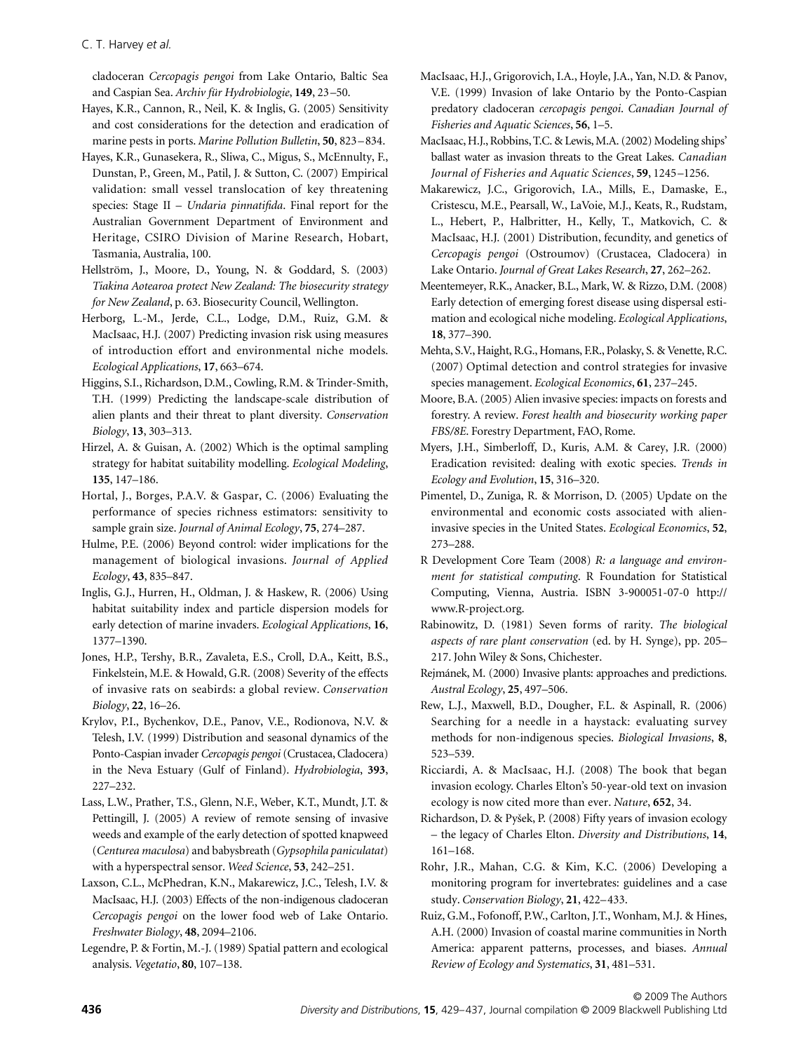cladoceran *Cercopagis pengoi* from Lake Ontario, Baltic Sea and Caspian Sea. *Archiv für Hydrobiologie*, **149**, 23–50.

Hayes, K.R., Cannon, R., Neil, K. & Inglis, G. (2005) Sensitivity and cost considerations for the detection and eradication of marine pests in ports. *Marine Pollution Bulletin*, **50**, 823–834.

Hayes, K.R., Gunasekera, R., Sliwa, C., Migus, S., McEnnulty, F., Dunstan, P., Green, M., Patil, J. & Sutton, C. (2007) Empirical validation: small vessel translocation of key threatening species: Stage II – *Undaria pinnatifida*. Final report for the Australian Government Department of Environment and Heritage, CSIRO Division of Marine Research, Hobart, Tasmania, Australia, 100.

Hellström, J., Moore, D., Young, N. & Goddard, S. (2003) *Tiakina Aotearoa protect New Zealand: The biosecurity strategy for New Zealand*, p. 63. Biosecurity Council, Wellington.

Herborg, L.-M., Jerde, C.L., Lodge, D.M., Ruiz, G.M. & MacIsaac, H.J. (2007) Predicting invasion risk using measures of introduction effort and environmental niche models. *Ecological Applications*, **17**, 663–674.

Higgins, S.I., Richardson, D.M., Cowling, R.M. & Trinder-Smith, T.H. (1999) Predicting the landscape-scale distribution of alien plants and their threat to plant diversity. *Conservation Biology*, **13**, 303–313.

Hirzel, A. & Guisan, A. (2002) Which is the optimal sampling strategy for habitat suitability modelling. *Ecological Modeling*, **135**, 147–186.

Hortal, J., Borges, P.A.V. & Gaspar, C. (2006) Evaluating the performance of species richness estimators: sensitivity to sample grain size. *Journal of Animal Ecology*, **75**, 274–287.

Hulme, P.E. (2006) Beyond control: wider implications for the management of biological invasions. *Journal of Applied Ecology*, **43**, 835–847.

Inglis, G.J., Hurren, H., Oldman, J. & Haskew, R. (2006) Using habitat suitability index and particle dispersion models for early detection of marine invaders. *Ecological Applications*, **16**, 1377–1390.

Jones, H.P., Tershy, B.R., Zavaleta, E.S., Croll, D.A., Keitt, B.S., Finkelstein, M.E. & Howald, G.R. (2008) Severity of the effects of invasive rats on seabirds: a global review. *Conservation Biology*, **22**, 16–26.

Krylov, P.I., Bychenkov, D.E., Panov, V.E., Rodionova, N.V. & Telesh, I.V. (1999) Distribution and seasonal dynamics of the Ponto-Caspian invader *Cercopagis pengoi* (Crustacea, Cladocera) in the Neva Estuary (Gulf of Finland). *Hydrobiologia*, **393**, 227–232.

Lass, L.W., Prather, T.S., Glenn, N.F., Weber, K.T., Mundt, J.T. & Pettingill, J. (2005) A review of remote sensing of invasive weeds and example of the early detection of spotted knapweed (*Centurea maculosa*) and babysbreath (*Gypsophila paniculatat*) with a hyperspectral sensor. *Weed Science*, **53**, 242–251.

Laxson, C.L., McPhedran, K.N., Makarewicz, J.C., Telesh, I.V. & MacIsaac, H.J. (2003) Effects of the non-indigenous cladoceran *Cercopagis pengoi* on the lower food web of Lake Ontario. *Freshwater Biology*, **48**, 2094–2106.

Legendre, P. & Fortin, M.-J. (1989) Spatial pattern and ecological analysis. *Vegetatio*, **80**, 107–138.

MacIsaac, H.J., Grigorovich, I.A., Hoyle, J.A., Yan, N.D. & Panov, V.E. (1999) Invasion of lake Ontario by the Ponto-Caspian predatory cladoceran *cercopagis pengoi*. *Canadian Journal of Fisheries and Aquatic Sciences*, **56**, 1–5.

MacIsaac, H.J., Robbins, T.C. & Lewis, M.A. (2002) Modeling ships' ballast water as invasion threats to the Great Lakes. *Canadian Journal of Fisheries and Aquatic Sciences*, **59**, 1245–1256.

Makarewicz, J.C., Grigorovich, I.A., Mills, E., Damaske, E., Cristescu, M.E., Pearsall, W., LaVoie, M.J., Keats, R., Rudstam, L., Hebert, P., Halbritter, H., Kelly, T., Matkovich, C. & MacIsaac, H.J. (2001) Distribution, fecundity, and genetics of *Cercopagis pengoi* (Ostroumov) (Crustacea, Cladocera) in Lake Ontario. *Journal of Great Lakes Research*, **27**, 262–262.

Meentemeyer, R.K., Anacker, B.L., Mark, W. & Rizzo, D.M. (2008) Early detection of emerging forest disease using dispersal estimation and ecological niche modeling. *Ecological Applications*, **18**, 377–390.

Mehta, S.V., Haight, R.G., Homans, F.R., Polasky, S. & Venette, R.C. (2007) Optimal detection and control strategies for invasive species management. *Ecological Economics*, **61**, 237–245.

Moore, B.A. (2005) Alien invasive species: impacts on forests and forestry. A review. *Forest health and biosecurity working paper FBS/8E*. Forestry Department, FAO, Rome.

Myers, J.H., Simberloff, D., Kuris, A.M. & Carey, J.R. (2000) Eradication revisited: dealing with exotic species. *Trends in Ecology and Evolution*, **15**, 316–320.

Pimentel, D., Zuniga, R. & Morrison, D. (2005) Update on the environmental and economic costs associated with alien-invasive species in the United States. *Ecological Economics*, **52**, 273–288.

R Development Core Team (2008) *R: a language and environment for statistical computing*. R Foundation for Statistical Computing, Vienna, Austria. ISBN 3-900051-07-0 http://www.R-project.org.

Rabinowitz, D. (1981) Seven forms of rarity. *The biological aspects of rare plant conservation* (ed. by H. Synge), pp. 205–217. John Wiley & Sons, Chichester.

Rejmánek, M. (2000) Invasive plants: approaches and predictions. *Austral Ecology*, **25**, 497–506.

Rew, L.J., Maxwell, B.D., Dougher, F.L. & Aspinall, R. (2006) Searching for a needle in a haystack: evaluating survey methods for non-indigenous species. *Biological Invasions*, **8**, 523–539.

Ricciardi, A. & MacIsaac, H.J. (2008) The book that began invasion ecology. Charles Elton's 50-year-old text on invasion ecology is now cited more than ever. *Nature*, **652**, 34.

Richardson, D. & Pyšek, P. (2008) Fifty years of invasion ecology – the legacy of Charles Elton. *Diversity and Distributions*, **14**, 161–168.

Rohr, J.R., Mahan, C.G. & Kim, K.C. (2006) Developing a monitoring program for invertebrates: guidelines and a case study. *Conservation Biology*, **21**, 422–433.

Ruiz, G.M., Fofonoff, P.W., Carlton, J.T., Wonham, M.J. & Hines, A.H. (2000) Invasion of coastal marine communities in North America: apparent patterns, processes, and biases. *Annual Review of Ecology and Systematics*, **31**, 481–531.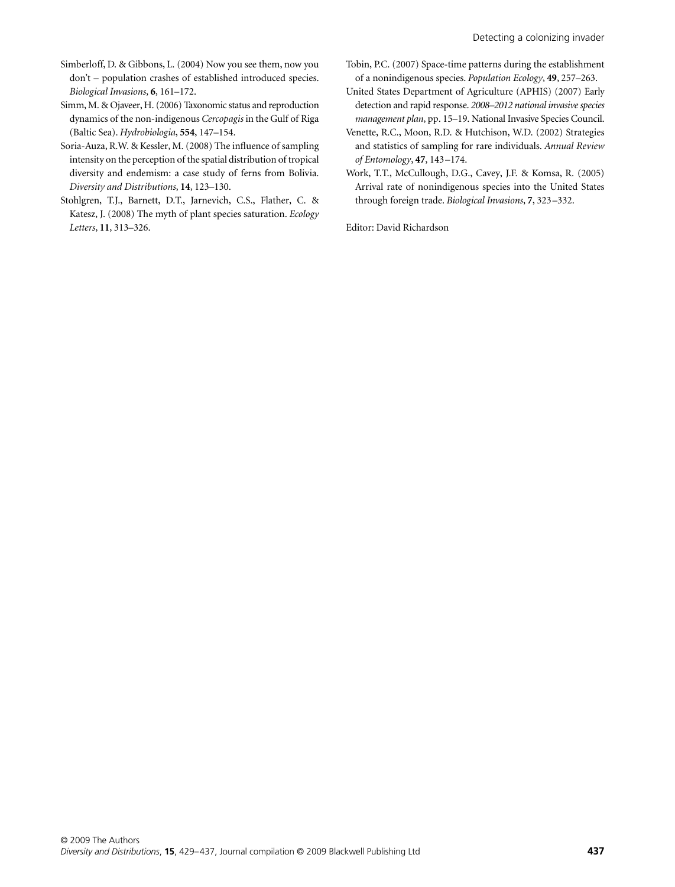Simberloff, D. & Gibbons, L. (2004) Now you see them, now you don't – population crashes of established introduced species. *Biological Invasions*, **6**, 161–172.

Simm, M. & Ojaveer, H. (2006) Taxonomic status and reproduction dynamics of the non-indigenous *Cercopagis* in the Gulf of Riga (Baltic Sea). *Hydrobiologia*, **554**, 147–154.

Soria-Auza, R.W. & Kessler, M. (2008) The influence of sampling intensity on the perception of the spatial distribution of tropical diversity and endemism: a case study of ferns from Bolivia. *Diversity and Distributions*, **14**, 123–130.

Stohlgren, T.J., Barnett, D.T., Jarnevich, C.S., Flather, C. & Katesz, J. (2008) The myth of plant species saturation. *Ecology Letters*, **11**, 313–326.

Tobin, P.C. (2007) Space-time patterns during the establishment of a nonindigenous species. *Population Ecology*, **49**, 257–263.

United States Department of Agriculture (APHIS) (2007) Early detection and rapid response. *2008–2012 national invasive species management plan*, pp. 15–19. National Invasive Species Council.

Venette, R.C., Moon, R.D. & Hutchison, W.D. (2002) Strategies and statistics of sampling for rare individuals. *Annual Review of Entomology*, **47**, 143–174.

Work, T.T., McCullough, D.G., Cavey, J.F. & Komsa, R. (2005) Arrival rate of nonindigenous species into the United States through foreign trade. *Biological Invasions*, **7**, 323–332.

Editor: David Richardson